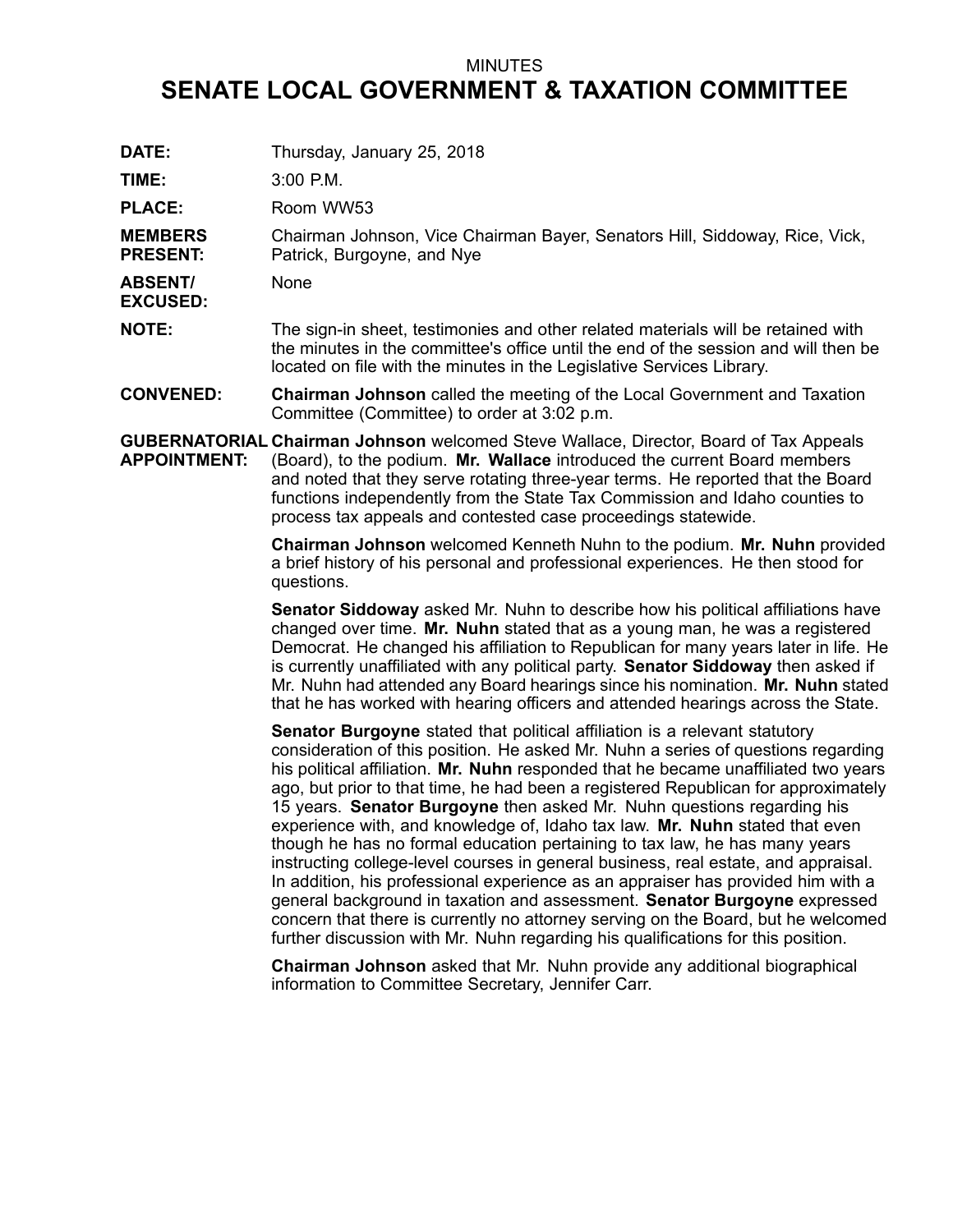MINUTES

# SENATE LOCAL GOVERNMENT & TAXATION COMMITTEE

**DATE:** Thursday, January 25, 2018

**TIME:** 3:00 P.M.

**PLACE:** Room WW53

**MEMBERS PRESENT:** Chairman Johnson, Vice Chairman Bayer, Senators Hill, Siddoway, Rice, Vick, Patrick, Burgoyne, and Nye

**ABSENT/ EXCUSED:** None

**NOTE:** The sign-in sheet, testimonies and other related materials will be retained with the minutes in the committee's office until the end of the session and will then be located on file with the minutes in the Legislative Services Library.

**CONVENED:** **Chairman Johnson** called the meeting of the Local Government and Taxation Committee (Committee) to order at 3:02 p.m.

**GUBERNATORIAL APPOINTMENT:** **Chairman Johnson** welcomed Steve Wallace, Director, Board of Tax Appeals (Board), to the podium. **Mr. Wallace** introduced the current Board members and noted that they serve rotating three-year terms. He reported that the Board functions independently from the State Tax Commission and Idaho counties to process tax appeals and contested case proceedings statewide.

**Chairman Johnson** welcomed Kenneth Nuhn to the podium. **Mr. Nuhn** provided a brief history of his personal and professional experiences. He then stood for questions.

**Senator Siddoway** asked Mr. Nuhn to describe how his political affiliations have changed over time. **Mr. Nuhn** stated that as a young man, he was a registered Democrat. He changed his affiliation to Republican for many years later in life. He is currently unaffiliated with any political party. **Senator Siddoway** then asked if Mr. Nuhn had attended any Board hearings since his nomination. **Mr. Nuhn** stated that he has worked with hearing officers and attended hearings across the State.

**Senator Burgoyne** stated that political affiliation is a relevant statutory consideration of this position. He asked Mr. Nuhn a series of questions regarding his political affiliation. **Mr. Nuhn** responded that he became unaffiliated two years ago, but prior to that time, he had been a registered Republican for approximately 15 years. **Senator Burgoyne** then asked Mr. Nuhn questions regarding his experience with, and knowledge of, Idaho tax law. **Mr. Nuhn** stated that even though he has no formal education pertaining to tax law, he has many years instructing college-level courses in general business, real estate, and appraisal. In addition, his professional experience as an appraiser has provided him with a general background in taxation and assessment. **Senator Burgoyne** expressed concern that there is currently no attorney serving on the Board, but he welcomed further discussion with Mr. Nuhn regarding his qualifications for this position.

**Chairman Johnson** asked that Mr. Nuhn provide any additional biographical information to Committee Secretary, Jennifer Carr.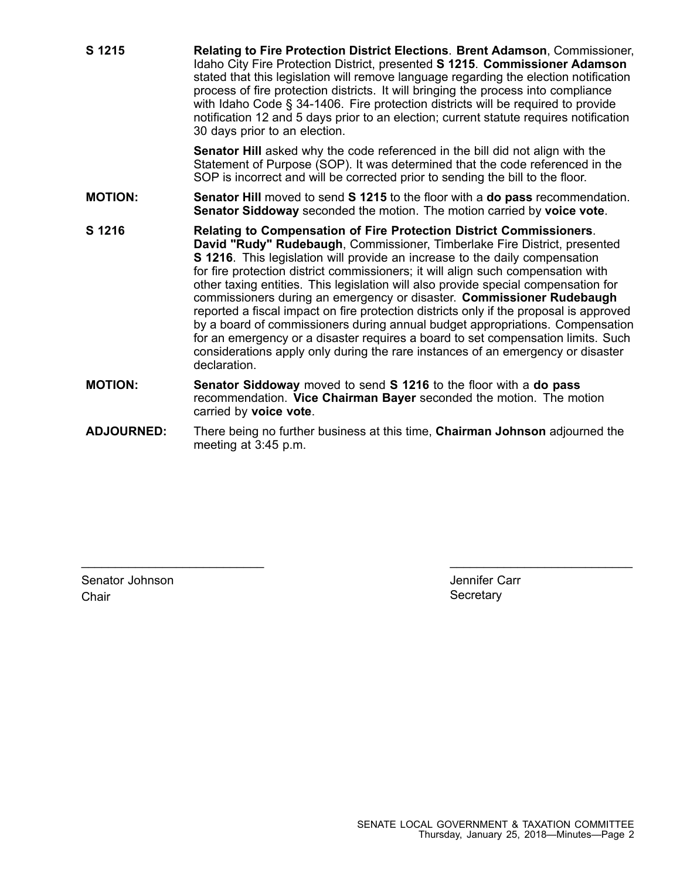**S 1215** **Relating to Fire Protection District Elections**. **Brent Adamson**, Commissioner, Idaho City Fire Protection District, presented **S 1215**. **Commissioner Adamson** stated that this legislation will remove language regarding the election notification process of fire protection districts. It will bringing the process into compliance with Idaho Code § 34-1406. Fire protection districts will be required to provide notification 12 and 5 days prior to an election; current statute requires notification 30 days prior to an election.

**Senator Hill** asked why the code referenced in the bill did not align with the Statement of Purpose (SOP). It was determined that the code referenced in the SOP is incorrect and will be corrected prior to sending the bill to the floor.

**MOTION:** **Senator Hill** moved to send **S 1215** to the floor with a **do pass** recommendation. **Senator Siddoway** seconded the motion. The motion carried by **voice vote**.

**S 1216** **Relating to Compensation of Fire Protection District Commissioners**. **David "Rudy" Rudebaugh**, Commissioner, Timberlake Fire District, presented **S 1216**. This legislation will provide an increase to the daily compensation for fire protection district commissioners; it will align such compensation with other taxing entities. This legislation will also provide special compensation for commissioners during an emergency or disaster. **Commissioner Rudebaugh** reported a fiscal impact on fire protection districts only if the proposal is approved by a board of commissioners during annual budget appropriations. Compensation for an emergency or a disaster requires a board to set compensation limits. Such considerations apply only during the rare instances of an emergency or disaster declaration.

**MOTION:** **Senator Siddoway** moved to send **S 1216** to the floor with a **do pass** recommendation. **Vice Chairman Bayer** seconded the motion. The motion carried by **voice vote**.

**ADJOURNED:** There being no further business at this time, **Chairman Johnson** adjourned the meeting at 3:45 p.m.

___________________________ 
Senator Johnson 
Chair

___________________________ 
Jennifer Carr 
Secretary